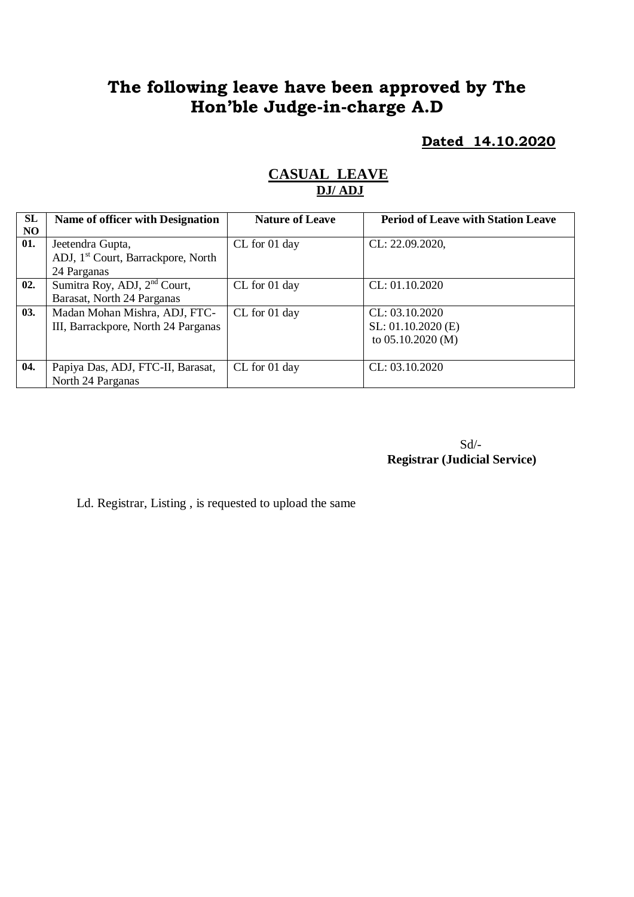# The following leave have been approved by The Hon'ble Judge-in-charge A.D

**Dated 14.10.2020**

## CASUAL LEAVE
### DJ/ ADJ

| SL NO | Name of officer with Designation | Nature of Leave | Period of Leave with Station Leave |
|---|---|---|---|
| 01. | Jeetendra Gupta, ADJ, 1st Court, Barrackpore, North 24 Parganas | CL for 01 day | CL: 22.09.2020, |
| 02. | Sumitra Roy, ADJ, 2nd Court, Barasat, North 24 Parganas | CL for 01 day | CL: 01.10.2020 |
| 03. | Madan Mohan Mishra, ADJ, FTC-III, Barrackpore, North 24 Parganas | CL for 01 day | CL: 03.10.2020<br>SL: 01.10.2020 (E)<br>to 05.10.2020 (M) |
| 04. | Papiya Das, ADJ, FTC-II, Barasat, North 24 Parganas | CL for 01 day | CL: 03.10.2020 |

Sd/-
**Registrar (Judicial Service)**

Ld. Registrar, Listing , is requested to upload the same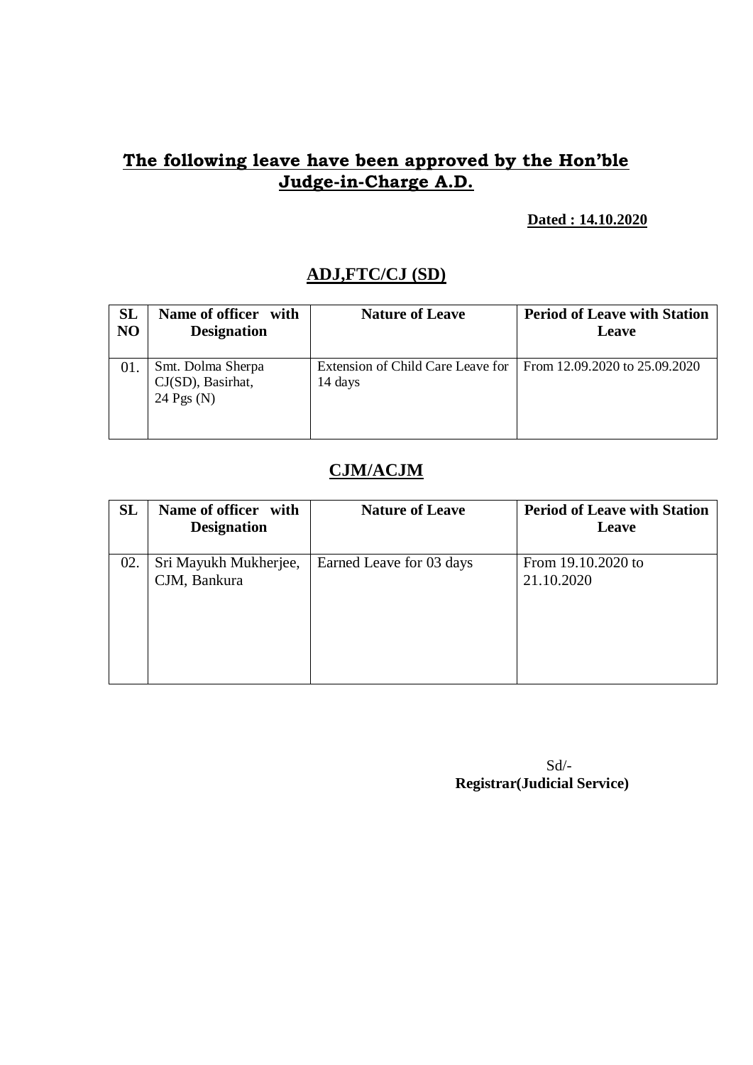## **The following leave have been approved by the Hon'ble Judge-in-Charge A.D.**

**Dated : 14.10.2020**

### ADJ,FTC/CJ (SD)

| SL NO | Name of officer with Designation | Nature of Leave | Period of Leave with Station Leave |
|---|---|---|---|
| 01. | Smt. Dolma Sherpa CJ(SD), Basirhat, 24 Pgs (N) | Extension of Child Care Leave for 14 days | From 12.09.2020 to 25.09.2020 |

### CJM/ACJM

| SL | Name of officer with Designation | Nature of Leave | Period of Leave with Station Leave |
|---|---|---|---|
| 02. | Sri Mayukh Mukherjee, CJM, Bankura | Earned Leave for 03 days | From 19.10.2020 to 21.10.2020 |

Sd/-
**Registrar(Judicial Service)**